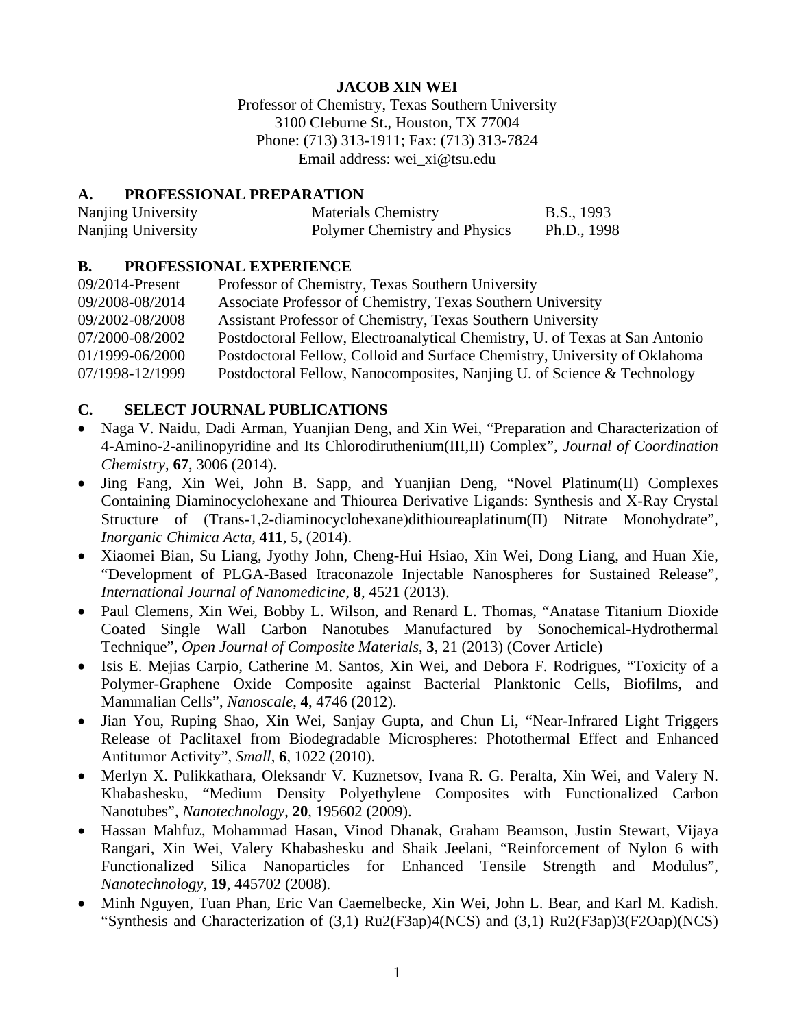# JACOB XIN WEI

Professor of Chemistry, Texas Southern University
3100 Cleburne St., Houston, TX 77004
Phone: (713) 313-1911; Fax: (713) 313-7824
Email address: wei_xi@tsu.edu

## A. PROFESSIONAL PREPARATION

| | | |
|---|---|---|
| Nanjing University | Materials Chemistry | B.S., 1993 |
| Nanjing University | Polymer Chemistry and Physics | Ph.D., 1998 |

## B. PROFESSIONAL EXPERIENCE

| | |
|---|---|
| 09/2014-Present | Professor of Chemistry, Texas Southern University |
| 09/2008-08/2014 | Associate Professor of Chemistry, Texas Southern University |
| 09/2002-08/2008 | Assistant Professor of Chemistry, Texas Southern University |
| 07/2000-08/2002 | Postdoctoral Fellow, Electroanalytical Chemistry, U. of Texas at San Antonio |
| 01/1999-06/2000 | Postdoctoral Fellow, Colloid and Surface Chemistry, University of Oklahoma |
| 07/1998-12/1999 | Postdoctoral Fellow, Nanocomposites, Nanjing U. of Science & Technology |

## C. SELECT JOURNAL PUBLICATIONS

- Naga V. Naidu, Dadi Arman, Yuanjian Deng, and Xin Wei, "Preparation and Characterization of 4-Amino-2-anilinopyridine and Its Chlorodiruthenium(III,II) Complex", *Journal of Coordination Chemistry*, **67**, 3006 (2014).
- Jing Fang, Xin Wei, John B. Sapp, and Yuanjian Deng, "Novel Platinum(II) Complexes Containing Diaminocyclohexane and Thiourea Derivative Ligands: Synthesis and X-Ray Crystal Structure of (Trans-1,2-diaminocyclohexane)dithioureaplatinum(II) Nitrate Monohydrate", *Inorganic Chimica Acta*, **411**, 5, (2014).
- Xiaomei Bian, Su Liang, Jyothy John, Cheng-Hui Hsiao, Xin Wei, Dong Liang, and Huan Xie, "Development of PLGA-Based Itraconazole Injectable Nanospheres for Sustained Release", *International Journal of Nanomedicine*, **8**, 4521 (2013).
- Paul Clemens, Xin Wei, Bobby L. Wilson, and Renard L. Thomas, "Anatase Titanium Dioxide Coated Single Wall Carbon Nanotubes Manufactured by Sonochemical-Hydrothermal Technique", *Open Journal of Composite Materials*, **3**, 21 (2013) (Cover Article)
- Isis E. Mejias Carpio, Catherine M. Santos, Xin Wei, and Debora F. Rodrigues, "Toxicity of a Polymer-Graphene Oxide Composite against Bacterial Planktonic Cells, Biofilms, and Mammalian Cells", *Nanoscale*, **4**, 4746 (2012).
- Jian You, Ruping Shao, Xin Wei, Sanjay Gupta, and Chun Li, "Near-Infrared Light Triggers Release of Paclitaxel from Biodegradable Microspheres: Photothermal Effect and Enhanced Antitumor Activity", *Small*, **6**, 1022 (2010).
- Merlyn X. Pulikkathara, Oleksandr V. Kuznetsov, Ivana R. G. Peralta, Xin Wei, and Valery N. Khabashesku, "Medium Density Polyethylene Composites with Functionalized Carbon Nanotubes", *Nanotechnology*, **20**, 195602 (2009).
- Hassan Mahfuz, Mohammad Hasan, Vinod Dhanak, Graham Beamson, Justin Stewart, Vijaya Rangari, Xin Wei, Valery Khabashesku and Shaik Jeelani, "Reinforcement of Nylon 6 with Functionalized Silica Nanoparticles for Enhanced Tensile Strength and Modulus", *Nanotechnology*, **19**, 445702 (2008).
- Minh Nguyen, Tuan Phan, Eric Van Caemelbecke, Xin Wei, John L. Bear, and Karl M. Kadish. "Synthesis and Characterization of (3,1) Ru2(F3ap)4(NCS) and (3,1) Ru2(F3ap)3(F2Oap)(NCS)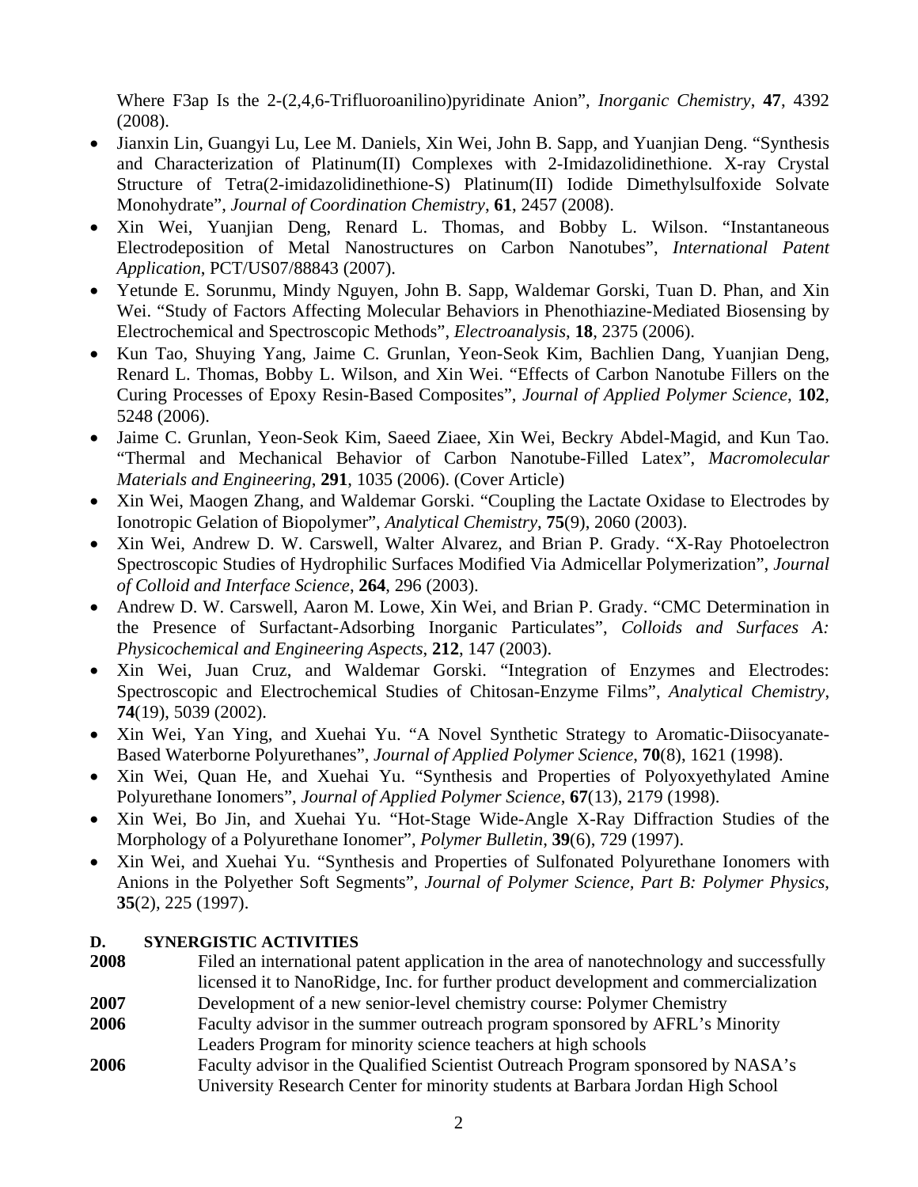Where F3ap Is the 2-(2,4,6-Trifluoroanilino)pyridinate Anion", *Inorganic Chemistry*, **47**, 4392 (2008).

- Jianxin Lin, Guangyi Lu, Lee M. Daniels, Xin Wei, John B. Sapp, and Yuanjian Deng. "Synthesis and Characterization of Platinum(II) Complexes with 2-Imidazolidinethione. X-ray Crystal Structure of Tetra(2-imidazolidinethione-S) Platinum(II) Iodide Dimethylsulfoxide Solvate Monohydrate", *Journal of Coordination Chemistry*, **61**, 2457 (2008).
- Xin Wei, Yuanjian Deng, Renard L. Thomas, and Bobby L. Wilson. "Instantaneous Electrodeposition of Metal Nanostructures on Carbon Nanotubes", *International Patent Application*, PCT/US07/88843 (2007).
- Yetunde E. Sorunmu, Mindy Nguyen, John B. Sapp, Waldemar Gorski, Tuan D. Phan, and Xin Wei. "Study of Factors Affecting Molecular Behaviors in Phenothiazine-Mediated Biosensing by Electrochemical and Spectroscopic Methods", *Electroanalysis*, **18**, 2375 (2006).
- Kun Tao, Shuying Yang, Jaime C. Grunlan, Yeon-Seok Kim, Bachlien Dang, Yuanjian Deng, Renard L. Thomas, Bobby L. Wilson, and Xin Wei. "Effects of Carbon Nanotube Fillers on the Curing Processes of Epoxy Resin-Based Composites", *Journal of Applied Polymer Science*, **102**, 5248 (2006).
- Jaime C. Grunlan, Yeon-Seok Kim, Saeed Ziaee, Xin Wei, Beckry Abdel-Magid, and Kun Tao. "Thermal and Mechanical Behavior of Carbon Nanotube-Filled Latex", *Macromolecular Materials and Engineering*, **291**, 1035 (2006). (Cover Article)
- Xin Wei, Maogen Zhang, and Waldemar Gorski. "Coupling the Lactate Oxidase to Electrodes by Ionotropic Gelation of Biopolymer", *Analytical Chemistry*, **75**(9), 2060 (2003).
- Xin Wei, Andrew D. W. Carswell, Walter Alvarez, and Brian P. Grady. "X-Ray Photoelectron Spectroscopic Studies of Hydrophilic Surfaces Modified Via Admicellar Polymerization", *Journal of Colloid and Interface Science*, **264**, 296 (2003).
- Andrew D. W. Carswell, Aaron M. Lowe, Xin Wei, and Brian P. Grady. "CMC Determination in the Presence of Surfactant-Adsorbing Inorganic Particulates", *Colloids and Surfaces A: Physicochemical and Engineering Aspects*, **212**, 147 (2003).
- Xin Wei, Juan Cruz, and Waldemar Gorski. "Integration of Enzymes and Electrodes: Spectroscopic and Electrochemical Studies of Chitosan-Enzyme Films", *Analytical Chemistry*, **74**(19), 5039 (2002).
- Xin Wei, Yan Ying, and Xuehai Yu. "A Novel Synthetic Strategy to Aromatic-Diisocyanate-Based Waterborne Polyurethanes", *Journal of Applied Polymer Science*, **70**(8), 1621 (1998).
- Xin Wei, Quan He, and Xuehai Yu. "Synthesis and Properties of Polyoxyethylated Amine Polyurethane Ionomers", *Journal of Applied Polymer Science*, **67**(13), 2179 (1998).
- Xin Wei, Bo Jin, and Xuehai Yu. "Hot-Stage Wide-Angle X-Ray Diffraction Studies of the Morphology of a Polyurethane Ionomer", *Polymer Bulletin*, **39**(6), 729 (1997).
- Xin Wei, and Xuehai Yu. "Synthesis and Properties of Sulfonated Polyurethane Ionomers with Anions in the Polyether Soft Segments", *Journal of Polymer Science, Part B: Polymer Physics*, **35**(2), 225 (1997).

## D. SYNERGISTIC ACTIVITIES

**2008** Filed an international patent application in the area of nanotechnology and successfully licensed it to NanoRidge, Inc. for further product development and commercialization

**2007** Development of a new senior-level chemistry course: Polymer Chemistry

**2006** Faculty advisor in the summer outreach program sponsored by AFRL's Minority Leaders Program for minority science teachers at high schools

**2006** Faculty advisor in the Qualified Scientist Outreach Program sponsored by NASA's University Research Center for minority students at Barbara Jordan High School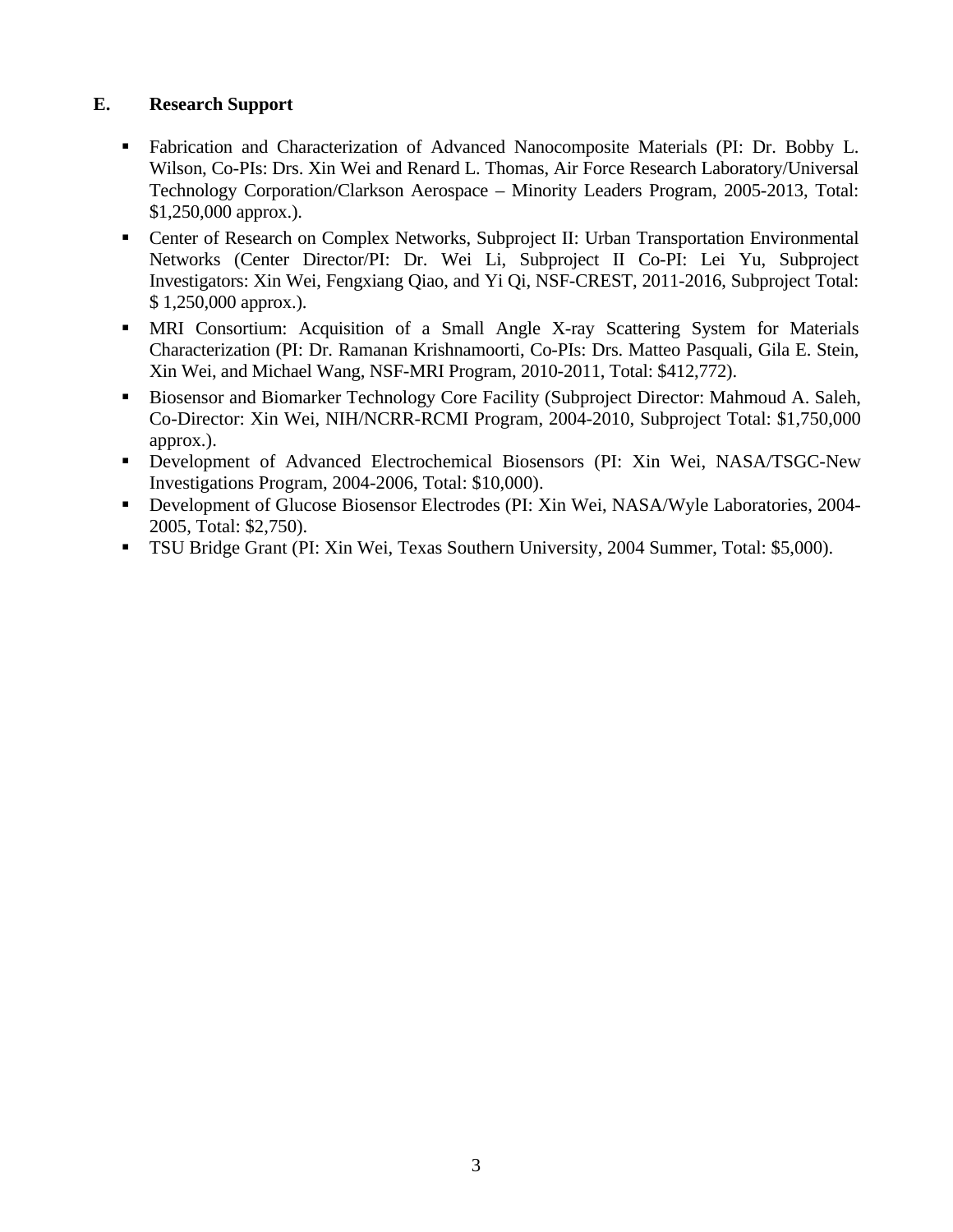## E. Research Support

- Fabrication and Characterization of Advanced Nanocomposite Materials (PI: Dr. Bobby L. Wilson, Co-PIs: Drs. Xin Wei and Renard L. Thomas, Air Force Research Laboratory/Universal Technology Corporation/Clarkson Aerospace – Minority Leaders Program, 2005-2013, Total: $1,250,000 approx.).
- Center of Research on Complex Networks, Subproject II: Urban Transportation Environmental Networks (Center Director/PI: Dr. Wei Li, Subproject II Co-PI: Lei Yu, Subproject Investigators: Xin Wei, Fengxiang Qiao, and Yi Qi, NSF-CREST, 2011-2016, Subproject Total: $ 1,250,000 approx.).
- MRI Consortium: Acquisition of a Small Angle X-ray Scattering System for Materials Characterization (PI: Dr. Ramanan Krishnamoorti, Co-PIs: Drs. Matteo Pasquali, Gila E. Stein, Xin Wei, and Michael Wang, NSF-MRI Program, 2010-2011, Total: $412,772).
- Biosensor and Biomarker Technology Core Facility (Subproject Director: Mahmoud A. Saleh, Co-Director: Xin Wei, NIH/NCRR-RCMI Program, 2004-2010, Subproject Total: $1,750,000 approx.).
- Development of Advanced Electrochemical Biosensors (PI: Xin Wei, NASA/TSGC-New Investigations Program, 2004-2006, Total: $10,000).
- Development of Glucose Biosensor Electrodes (PI: Xin Wei, NASA/Wyle Laboratories, 2004-2005, Total: $2,750).
- TSU Bridge Grant (PI: Xin Wei, Texas Southern University, 2004 Summer, Total: $5,000).